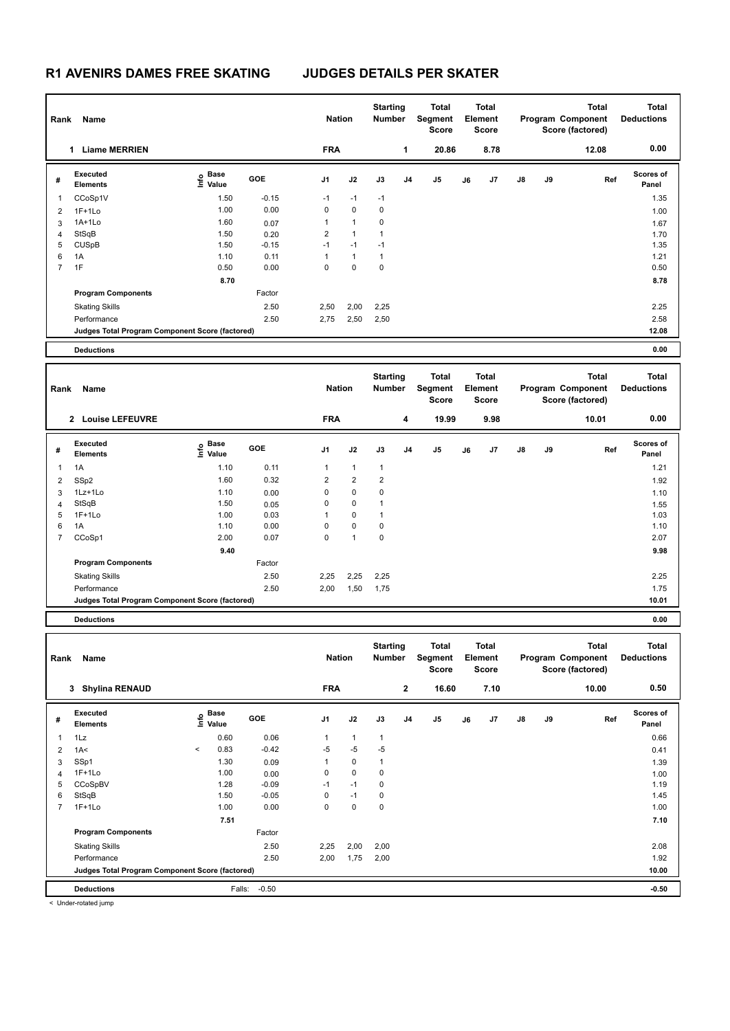# R1 AVENIRS DAMES FREE SKATING JUDGES DETAILS PER SKATER

| Rank | Name | Nation | Starting Number | Total Segment Score | Total Element Score | Total Program Component Score (factored) | Total Deductions |
|---|---|---|---|---|---|---|---|
| 1 | Liame MERRIEN | FRA | 1 | 20.86 | 8.78 | 12.08 | 0.00 |

| # | Executed Elements | Info | Base Value | GOE | J1 | J2 | J3 | J4 | J5 | J6 | J7 | J8 | J9 | Ref | Scores of Panel |
|---|---|---|---|---|---|---|---|---|---|---|---|---|---|---|---|
| 1 | CCoSp1V | | 1.50 | -0.15 | -1 | -1 | -1 | | | | | | | | 1.35 |
| 2 | 1F+1Lo | | 1.00 | 0.00 | 0 | 0 | 0 | | | | | | | | 1.00 |
| 3 | 1A+1Lo | | 1.60 | 0.07 | 1 | 1 | 0 | | | | | | | | 1.67 |
| 4 | StSqB | | 1.50 | 0.20 | 2 | 1 | 1 | | | | | | | | 1.70 |
| 5 | CUSpB | | 1.50 | -0.15 | -1 | -1 | -1 | | | | | | | | 1.35 |
| 6 | 1A | | 1.10 | 0.11 | 1 | 1 | 1 | | | | | | | | 1.21 |
| 7 | 1F | | 0.50 | 0.00 | 0 | 0 | 0 | | | | | | | | 0.50 |
| | | | 8.70 | | | | | | | | | | | | 8.78 |
| | Program Components | | | Factor | | | | | | | | | | | |
| | Skating Skills | | | 2.50 | 2,50 | 2,00 | 2,25 | | | | | | | | 2.25 |
| | Performance | | | 2.50 | 2,75 | 2,50 | 2,50 | | | | | | | | 2.58 |
| | Judges Total Program Component Score (factored) | | | | | | | | | | | | | | 12.08 |
| | Deductions | | | | | | | | | | | | | | 0.00 |

| Rank | Name | Nation | Starting Number | Total Segment Score | Total Element Score | Total Program Component Score (factored) | Total Deductions |
|---|---|---|---|---|---|---|---|
| 2 | Louise LEFEUVRE | FRA | 4 | 19.99 | 9.98 | 10.01 | 0.00 |

| # | Executed Elements | Info | Base Value | GOE | J1 | J2 | J3 | J4 | J5 | J6 | J7 | J8 | J9 | Ref | Scores of Panel |
|---|---|---|---|---|---|---|---|---|---|---|---|---|---|---|---|
| 1 | 1A | | 1.10 | 0.11 | 1 | 1 | 1 | | | | | | | | 1.21 |
| 2 | SSp2 | | 1.60 | 0.32 | 2 | 2 | 2 | | | | | | | | 1.92 |
| 3 | 1Lz+1Lo | | 1.10 | 0.00 | 0 | 0 | 0 | | | | | | | | 1.10 |
| 4 | StSqB | | 1.50 | 0.05 | 0 | 0 | 1 | | | | | | | | 1.55 |
| 5 | 1F+1Lo | | 1.00 | 0.03 | 1 | 0 | 1 | | | | | | | | 1.03 |
| 6 | 1A | | 1.10 | 0.00 | 0 | 0 | 0 | | | | | | | | 1.10 |
| 7 | CCoSp1 | | 2.00 | 0.07 | 0 | 1 | 0 | | | | | | | | 2.07 |
| | | | 9.40 | | | | | | | | | | | | 9.98 |
| | Program Components | | | Factor | | | | | | | | | | | |
| | Skating Skills | | | 2.50 | 2,25 | 2,25 | 2,25 | | | | | | | | 2.25 |
| | Performance | | | 2.50 | 2,00 | 1,50 | 1,75 | | | | | | | | 1.75 |
| | Judges Total Program Component Score (factored) | | | | | | | | | | | | | | 10.01 |
| | Deductions | | | | | | | | | | | | | | 0.00 |

| Rank | Name | Nation | Starting Number | Total Segment Score | Total Element Score | Total Program Component Score (factored) | Total Deductions |
|---|---|---|---|---|---|---|---|
| 3 | Shylina RENAUD | FRA | 2 | 16.60 | 7.10 | 10.00 | 0.50 |

| # | Executed Elements | Info | Base Value | GOE | J1 | J2 | J3 | J4 | J5 | J6 | J7 | J8 | J9 | Ref | Scores of Panel |
|---|---|---|---|---|---|---|---|---|---|---|---|---|---|---|---|
| 1 | 1Lz | | 0.60 | 0.06 | 1 | 1 | 1 | | | | | | | | 0.66 |
| 2 | 1A< | < | 0.83 | -0.42 | -5 | -5 | -5 | | | | | | | | 0.41 |
| 3 | SSp1 | | 1.30 | 0.09 | 1 | 0 | 1 | | | | | | | | 1.39 |
| 4 | 1F+1Lo | | 1.00 | 0.00 | 0 | 0 | 0 | | | | | | | | 1.00 |
| 5 | CCoSpBV | | 1.28 | -0.09 | -1 | -1 | 0 | | | | | | | | 1.19 |
| 6 | StSqB | | 1.50 | -0.05 | 0 | -1 | 0 | | | | | | | | 1.45 |
| 7 | 1F+1Lo | | 1.00 | 0.00 | 0 | 0 | 0 | | | | | | | | 1.00 |
| | | | 7.51 | | | | | | | | | | | | 7.10 |
| | Program Components | | | Factor | | | | | | | | | | | |
| | Skating Skills | | | 2.50 | 2,25 | 2,00 | 2,00 | | | | | | | | 2.08 |
| | Performance | | | 2.50 | 2,00 | 1,75 | 2,00 | | | | | | | | 1.92 |
| | Judges Total Program Component Score (factored) | | | | | | | | | | | | | | 10.00 |
| | Deductions | | Falls: | -0.50 | | | | | | | | | | | -0.50 |

< Under-rotated jump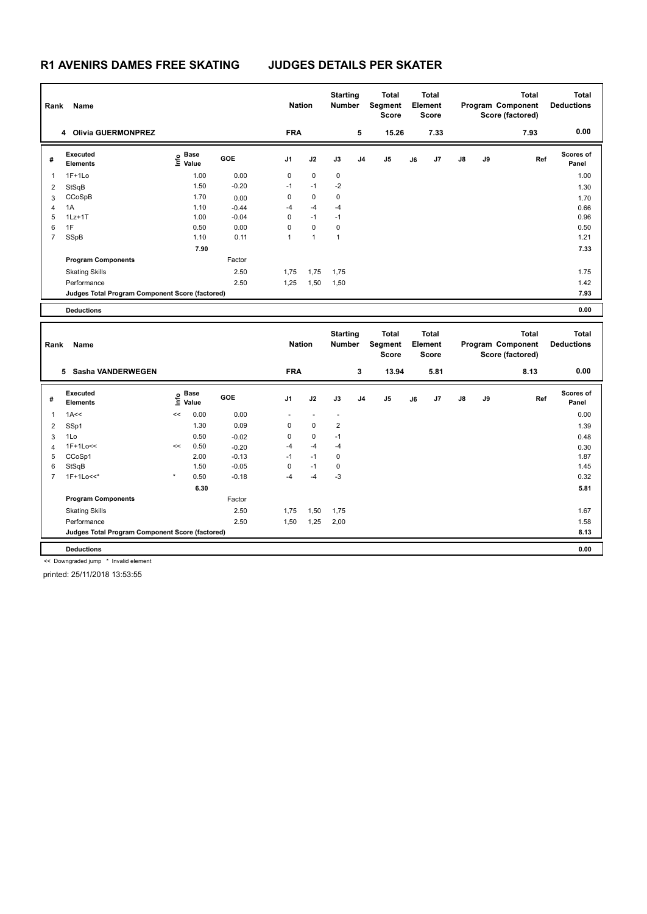# R1 AVENIRS DAMES FREE SKATING JUDGES DETAILS PER SKATER

| Rank | Name | Nation | Starting Number | Total Segment Score | Total Element Score | Total Program Component Score (factored) | Total Deductions |
|---|---|---|---|---|---|---|---|
| 4 | Olivia GUERMONPREZ | FRA | 5 | 15.26 | 7.33 | 7.93 | 0.00 |

| # | Executed Elements | Info | Base Value | GOE | J1 | J2 | J3 | J4 | J5 | J6 | J7 | J8 | J9 | Ref | Scores of Panel |
|---|---|---|---|---|---|---|---|---|---|---|---|---|---|---|---|
| 1 | 1F+1Lo | | 1.00 | 0.00 | 0 | 0 | 0 | | | | | | | | 1.00 |
| 2 | StSqB | | 1.50 | -0.20 | -1 | -1 | -2 | | | | | | | | 1.30 |
| 3 | CCoSpB | | 1.70 | 0.00 | 0 | 0 | 0 | | | | | | | | 1.70 |
| 4 | 1A | | 1.10 | -0.44 | -4 | -4 | -4 | | | | | | | | 0.66 |
| 5 | 1Lz+1T | | 1.00 | -0.04 | 0 | -1 | -1 | | | | | | | | 0.96 |
| 6 | 1F | | 0.50 | 0.00 | 0 | 0 | 0 | | | | | | | | 0.50 |
| 7 | SSpB | | 1.10 | 0.11 | 1 | 1 | 1 | | | | | | | | 1.21 |
| | | | 7.90 | | | | | | | | | | | | 7.33 |
| | Program Components | | | Factor | | | | | | | | | | | |
| | Skating Skills | | | 2.50 | 1,75 | 1,75 | 1,75 | | | | | | | | 1.75 |
| | Performance | | | 2.50 | 1,25 | 1,50 | 1,50 | | | | | | | | 1.42 |
| | Judges Total Program Component Score (factored) | | | | | | | | | | | | | | 7.93 |
| | Deductions | | | | | | | | | | | | | | 0.00 |

| Rank | Name | Nation | Starting Number | Total Segment Score | Total Element Score | Total Program Component Score (factored) | Total Deductions |
|---|---|---|---|---|---|---|---|
| 5 | Sasha VANDERWEGEN | FRA | 3 | 13.94 | 5.81 | 8.13 | 0.00 |

| # | Executed Elements | Info | Base Value | GOE | J1 | J2 | J3 | J4 | J5 | J6 | J7 | J8 | J9 | Ref | Scores of Panel |
|---|---|---|---|---|---|---|---|---|---|---|---|---|---|---|---|
| 1 | 1A<< | << | 0.00 | 0.00 | - | - | - | | | | | | | | 0.00 |
| 2 | SSp1 | | 1.30 | 0.09 | 0 | 0 | 2 | | | | | | | | 1.39 |
| 3 | 1Lo | | 0.50 | -0.02 | 0 | 0 | -1 | | | | | | | | 0.48 |
| 4 | 1F+1Lo<< | << | 0.50 | -0.20 | -4 | -4 | -4 | | | | | | | | 0.30 |
| 5 | CCoSp1 | | 2.00 | -0.13 | -1 | -1 | 0 | | | | | | | | 1.87 |
| 6 | StSqB | | 1.50 | -0.05 | 0 | -1 | 0 | | | | | | | | 1.45 |
| 7 | 1F+1Lo<<* | * | 0.50 | -0.18 | -4 | -4 | -3 | | | | | | | | 0.32 |
| | | | 6.30 | | | | | | | | | | | | 5.81 |
| | Program Components | | | Factor | | | | | | | | | | | |
| | Skating Skills | | | 2.50 | 1,75 | 1,50 | 1,75 | | | | | | | | 1.67 |
| | Performance | | | 2.50 | 1,50 | 1,25 | 2,00 | | | | | | | | 1.58 |
| | Judges Total Program Component Score (factored) | | | | | | | | | | | | | | 8.13 |
| | Deductions | | | | | | | | | | | | | | 0.00 |

<< Downgraded jump * Invalid element

printed: 25/11/2018 13:53:55